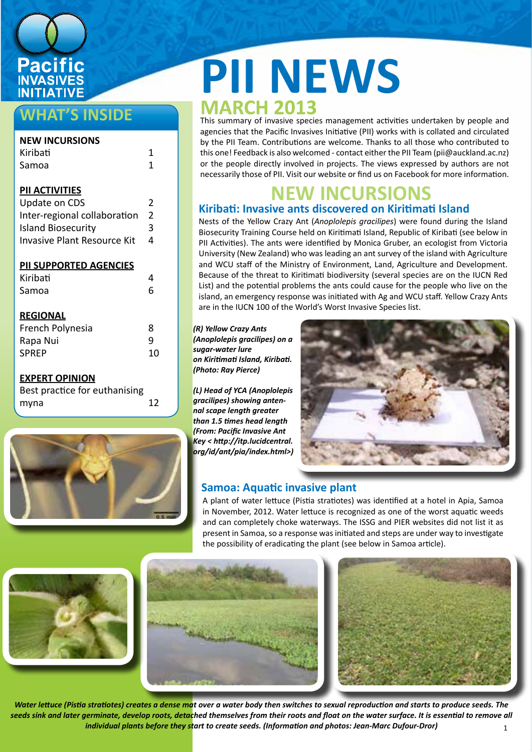# PII NEWS

## MARCH 2013

## WHAT'S INSIDE

**NEW INCURSIONS**

| | |
|---|---|
| Kiribati | 1 |
| Samoa | 1 |

**PII ACTIVITIES**

| | |
|---|---|
| Update on CDS | 2 |
| Inter-regional collaboration | 2 |
| Island Biosecurity | 3 |
| Invasive Plant Resource Kit | 4 |

**PII SUPPORTED AGENCIES**

| | |
|---|---|
| Kiribati | 4 |
| Samoa | 6 |

**REGIONAL**

| | |
|---|---|
| French Polynesia | 8 |
| Rapa Nui | 9 |
| SPREP | 10 |

**EXPERT OPINION**

| | |
|---|---|
| Best practice for euthanising myna | 12 |

This summary of invasive species management activities undertaken by people and agencies that the Pacific Invasives Initiative (PII) works with is collated and circulated by the PII Team. Contributions are welcome. Thanks to all those who contributed to this one! Feedback is also welcomed - contact either the PII Team (pii@auckland.ac.nz) or the people directly involved in projects. The views expressed by authors are not necessarily those of PII. Visit our website or find us on Facebook for more information.

## NEW INCURSIONS

### Kiribati: Invasive ants discovered on Kiritimati Island

Nests of the Yellow Crazy Ant (*Anoplolepis gracilipes*) were found during the Island Biosecurity Training Course held on Kiritimati Island, Republic of Kiribati (see below in PII Activities). The ants were identified by Monica Gruber, an ecologist from Victoria University (New Zealand) who was leading an ant survey of the island with Agriculture and WCU staff of the Ministry of Environment, Land, Agriculture and Development. Because of the threat to Kiritimati biodiversity (several species are on the IUCN Red List) and the potential problems the ants could cause for the people who live on the island, an emergency response was initiated with Ag and WCU staff. Yellow Crazy Ants are in the IUCN 100 of the World's Worst Invasive Species list.

***(R) Yellow Crazy Ants (Anoplolepis gracilipes) on a sugar-water lure on Kiritimati Island, Kiribati. (Photo: Ray Pierce)***

***(L) Head of YCA (Anoplolepis gracilipes) showing antennal scape length greater than 1.5 times head length (From: Pacific Invasive Ant Key < http://itp.lucidcentral.org/id/ant/pia/index.html>)***

### Samoa: Aquatic invasive plant

A plant of water lettuce (Pistia stratiotes) was identified at a hotel in Apia, Samoa in November, 2012. Water lettuce is recognized as one of the worst aquatic weeds and can completely choke waterways. The ISSG and PIER websites did not list it as present in Samoa, so a response was initiated and steps are under way to investigate the possibility of eradicating the plant (see below in Samoa article).

***Water lettuce (Pistia stratiotes) creates a dense mat over a water body then switches to sexual reproduction and starts to produce seeds. The seeds sink and later germinate, develop roots, detached themselves from their roots and float on the water surface. It is essential to remove all individual plants before they start to create seeds. (Information and photos: Jean-Marc Dufour-Dror)***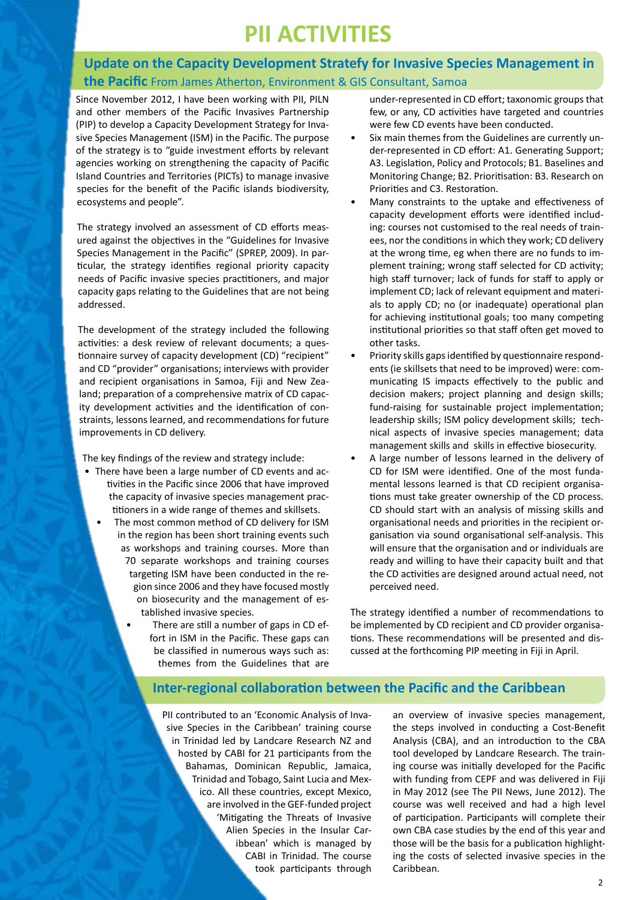# PII ACTIVITIES

## Update on the Capacity Development Stratefy for Invasive Species Management in the Pacific

From James Atherton, Environment & GIS Consultant, Samoa

Since November 2012, I have been working with PII, PILN and other members of the Pacific Invasives Partnership (PIP) to develop a Capacity Development Strategy for Invasive Species Management (ISM) in the Pacific. The purpose of the strategy is to "guide investment efforts by relevant agencies working on strengthening the capacity of Pacific Island Countries and Territories (PICTs) to manage invasive species for the benefit of the Pacific islands biodiversity, ecosystems and people".

The strategy involved an assessment of CD efforts measured against the objectives in the "Guidelines for Invasive Species Management in the Pacific" (SPREP, 2009). In particular, the strategy identifies regional priority capacity needs of Pacific invasive species practitioners, and major capacity gaps relating to the Guidelines that are not being addressed.

The development of the strategy included the following activities: a desk review of relevant documents; a questionnaire survey of capacity development (CD) "recipient" and CD "provider" organisations; interviews with provider and recipient organisations in Samoa, Fiji and New Zealand; preparation of a comprehensive matrix of CD capacity development activities and the identification of constraints, lessons learned, and recommendations for future improvements in CD delivery.

The key findings of the review and strategy include:

- There have been a large number of CD events and activities in the Pacific since 2006 that have improved the capacity of invasive species management practitioners in a wide range of themes and skillsets.
- The most common method of CD delivery for ISM in the region has been short training events such as workshops and training courses. More than 70 separate workshops and training courses targeting ISM have been conducted in the region since 2006 and they have focused mostly on biosecurity and the management of established invasive species.
- There are still a number of gaps in CD effort in ISM in the Pacific. These gaps can be classified in numerous ways such as: themes from the Guidelines that are under-represented in CD effort; taxonomic groups that few, or any, CD activities have targeted and countries were few CD events have been conducted.
- Six main themes from the Guidelines are currently under-represented in CD effort: A1. Generating Support; A3. Legislation, Policy and Protocols; B1. Baselines and Monitoring Change; B2. Prioritisation: B3. Research on Priorities and C3. Restoration.
- Many constraints to the uptake and effectiveness of capacity development efforts were identified including: courses not customised to the real needs of trainees, nor the conditions in which they work; CD delivery at the wrong time, eg when there are no funds to implement training; wrong staff selected for CD activity; high staff turnover; lack of funds for staff to apply or implement CD; lack of relevant equipment and materials to apply CD; no (or inadequate) operational plan for achieving institutional goals; too many competing institutional priorities so that staff often get moved to other tasks.
- Priority skills gaps identified by questionnaire respondents (ie skillsets that need to be improved) were: communicating IS impacts effectively to the public and decision makers; project planning and design skills; fund-raising for sustainable project implementation; leadership skills; ISM policy development skills; technical aspects of invasive species management; data management skills and skills in effective biosecurity.
- A large number of lessons learned in the delivery of CD for ISM were identified. One of the most fundamental lessons learned is that CD recipient organisations must take greater ownership of the CD process. CD should start with an analysis of missing skills and organisational needs and priorities in the recipient organisation via sound organisational self-analysis. This will ensure that the organisation and or individuals are ready and willing to have their capacity built and that the CD activities are designed around actual need, not perceived need.

The strategy identified a number of recommendations to be implemented by CD recipient and CD provider organisations. These recommendations will be presented and discussed at the forthcoming PIP meeting in Fiji in April.

## Inter-regional collaboration between the Pacific and the Caribbean

PII contributed to an 'Economic Analysis of Invasive Species in the Caribbean' training course in Trinidad led by Landcare Research NZ and hosted by CABI for 21 participants from the Bahamas, Dominican Republic, Jamaica, Trinidad and Tobago, Saint Lucia and Mexico. All these countries, except Mexico, are involved in the GEF-funded project 'Mitigating the Threats of Invasive Alien Species in the Insular Caribbean' which is managed by CABI in Trinidad. The course took participants through an overview of invasive species management, the steps involved in conducting a Cost-Benefit Analysis (CBA), and an introduction to the CBA tool developed by Landcare Research. The training course was initially developed for the Pacific with funding from CEPF and was delivered in Fiji in May 2012 (see The PII News, June 2012). The course was well received and had a high level of participation. Participants will complete their own CBA case studies by the end of this year and those will be the basis for a publication highlighting the costs of selected invasive species in the Caribbean.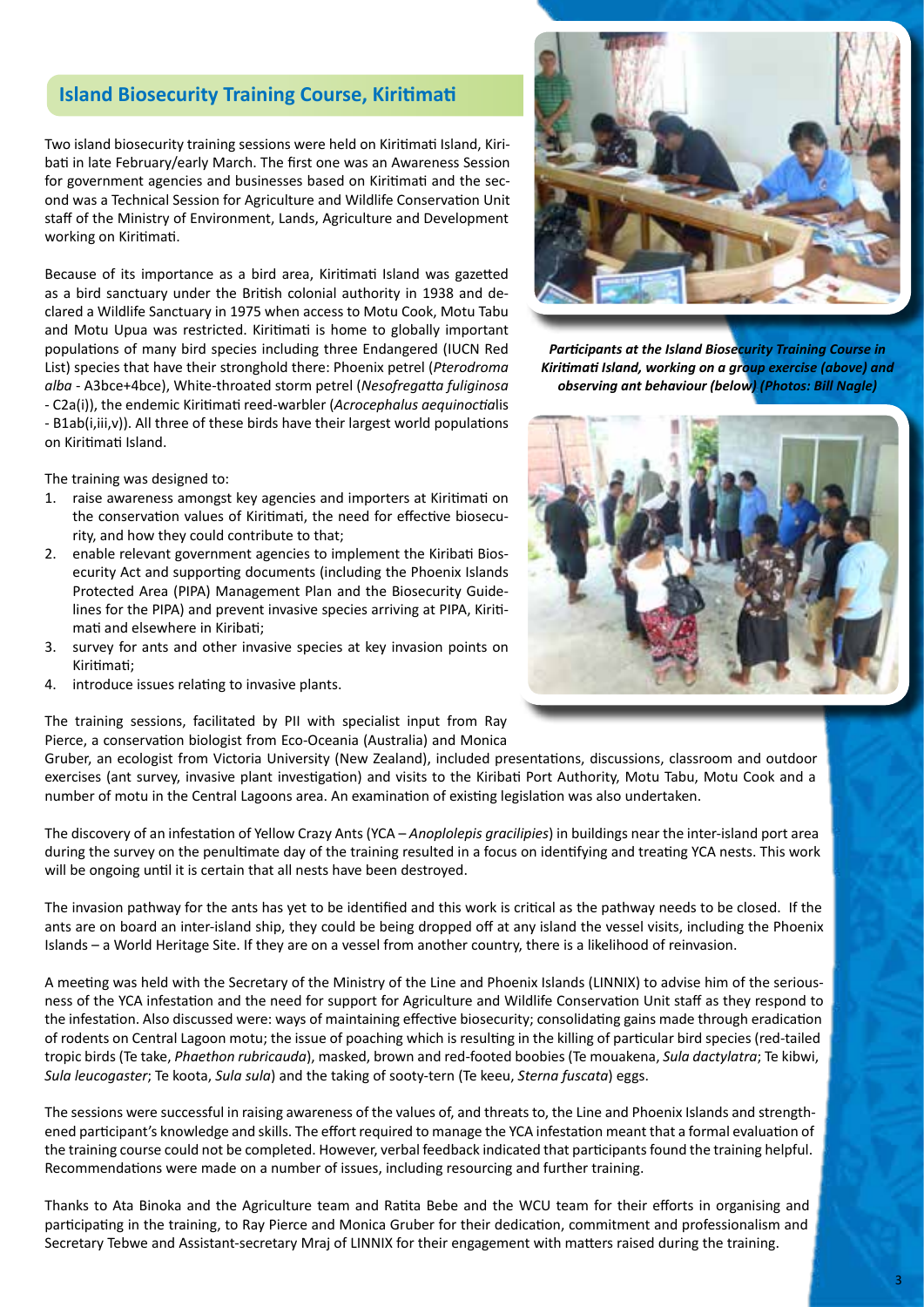## Island Biosecurity Training Course, Kiritimati

Two island biosecurity training sessions were held on Kiritimati Island, Kiribati in late February/early March. The first one was an Awareness Session for government agencies and businesses based on Kiritimati and the second was a Technical Session for Agriculture and Wildlife Conservation Unit staff of the Ministry of Environment, Lands, Agriculture and Development working on Kiritimati.

Because of its importance as a bird area, Kiritimati Island was gazetted as a bird sanctuary under the British colonial authority in 1938 and declared a Wildlife Sanctuary in 1975 when access to Motu Cook, Motu Tabu and Motu Upua was restricted. Kiritimati is home to globally important populations of many bird species including three Endangered (IUCN Red List) species that have their stronghold there: Phoenix petrel (*Pterodroma alba* - A3bce+4bce), White-throated storm petrel (*Nesofregatta fuliginosa* - C2a(i)), the endemic Kiritimati reed-warbler (*Acrocephalus aequinoctialis* - B1ab(i,iii,v)). All three of these birds have their largest world populations on Kiritimati Island.

***Participants at the Island Biosecurity Training Course in Kiritimati Island, working on a group exercise (above) and observing ant behaviour (below) (Photos: Bill Nagle)***

The training was designed to:

1. raise awareness amongst key agencies and importers at Kiritimati on the conservation values of Kiritimati, the need for effective biosecurity, and how they could contribute to that;
2. enable relevant government agencies to implement the Kiribati Biosecurity Act and supporting documents (including the Phoenix Islands Protected Area (PIPA) Management Plan and the Biosecurity Guidelines for the PIPA) and prevent invasive species arriving at PIPA, Kiritimati and elsewhere in Kiribati;
3. survey for ants and other invasive species at key invasion points on Kiritimati;
4. introduce issues relating to invasive plants.

The training sessions, facilitated by PII with specialist input from Ray Pierce, a conservation biologist from Eco-Oceania (Australia) and Monica Gruber, an ecologist from Victoria University (New Zealand), included presentations, discussions, classroom and outdoor exercises (ant survey, invasive plant investigation) and visits to the Kiribati Port Authority, Motu Tabu, Motu Cook and a number of motu in the Central Lagoons area. An examination of existing legislation was also undertaken.

The discovery of an infestation of Yellow Crazy Ants (YCA – *Anoplolepis gracilipies*) in buildings near the inter-island port area during the survey on the penultimate day of the training resulted in a focus on identifying and treating YCA nests. This work will be ongoing until it is certain that all nests have been destroyed.

The invasion pathway for the ants has yet to be identified and this work is critical as the pathway needs to be closed. If the ants are on board an inter-island ship, they could be being dropped off at any island the vessel visits, including the Phoenix Islands – a World Heritage Site. If they are on a vessel from another country, there is a likelihood of reinvasion.

A meeting was held with the Secretary of the Ministry of the Line and Phoenix Islands (LINNIX) to advise him of the seriousness of the YCA infestation and the need for support for Agriculture and Wildlife Conservation Unit staff as they respond to the infestation. Also discussed were: ways of maintaining effective biosecurity; consolidating gains made through eradication of rodents on Central Lagoon motu; the issue of poaching which is resulting in the killing of particular bird species (red-tailed tropic birds (Te take, *Phaethon rubricauda*), masked, brown and red-footed boobies (Te mouakena, *Sula dactylatra*; Te kibwi, *Sula leucogaster*; Te koota, *Sula sula*) and the taking of sooty-tern (Te keeu, *Sterna fuscata*) eggs.

The sessions were successful in raising awareness of the values of, and threats to, the Line and Phoenix Islands and strengthened participant's knowledge and skills. The effort required to manage the YCA infestation meant that a formal evaluation of the training course could not be completed. However, verbal feedback indicated that participants found the training helpful. Recommendations were made on a number of issues, including resourcing and further training.

Thanks to Ata Binoka and the Agriculture team and Ratita Bebe and the WCU team for their efforts in organising and participating in the training, to Ray Pierce and Monica Gruber for their dedication, commitment and professionalism and Secretary Tebwe and Assistant-secretary Mraj of LINNIX for their engagement with matters raised during the training.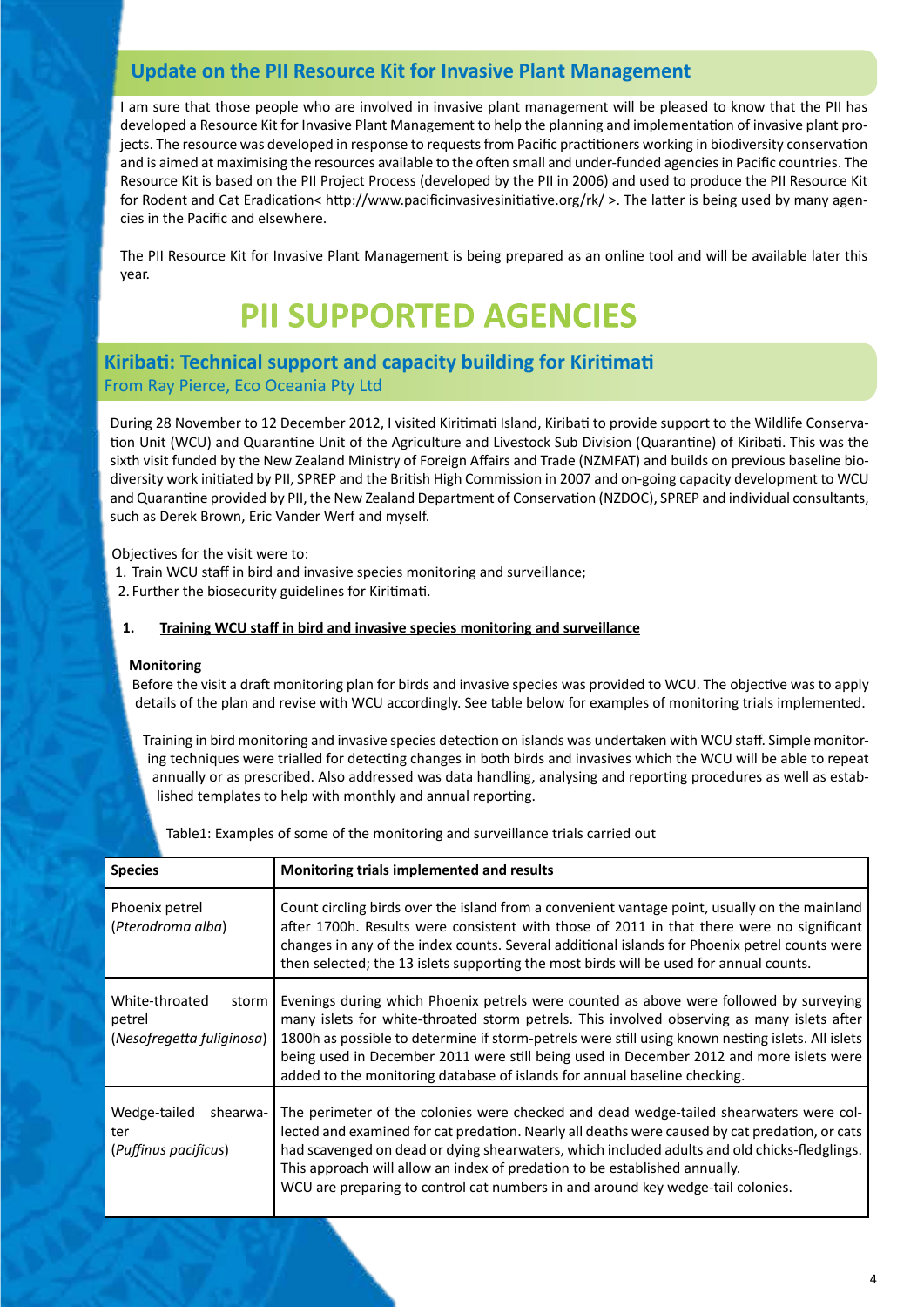## Update on the PII Resource Kit for Invasive Plant Management

I am sure that those people who are involved in invasive plant management will be pleased to know that the PII has developed a Resource Kit for Invasive Plant Management to help the planning and implementation of invasive plant projects. The resource was developed in response to requests from Pacific practitioners working in biodiversity conservation and is aimed at maximising the resources available to the often small and under-funded agencies in Pacific countries. The Resource Kit is based on the PII Project Process (developed by the PII in 2006) and used to produce the PII Resource Kit for Rodent and Cat Eradication< http://www.pacificinvasivesinitiative.org/rk/ >. The latter is being used by many agencies in the Pacific and elsewhere.

The PII Resource Kit for Invasive Plant Management is being prepared as an online tool and will be available later this year.

# PII SUPPORTED AGENCIES

## Kiribati: Technical support and capacity building for Kiritimati

From Ray Pierce, Eco Oceania Pty Ltd

During 28 November to 12 December 2012, I visited Kiritimati Island, Kiribati to provide support to the Wildlife Conservation Unit (WCU) and Quarantine Unit of the Agriculture and Livestock Sub Division (Quarantine) of Kiribati. This was the sixth visit funded by the New Zealand Ministry of Foreign Affairs and Trade (NZMFAT) and builds on previous baseline biodiversity work initiated by PII, SPREP and the British High Commission in 2007 and on-going capacity development to WCU and Quarantine provided by PII, the New Zealand Department of Conservation (NZDOC), SPREP and individual consultants, such as Derek Brown, Eric Vander Werf and myself.

Objectives for the visit were to:

1. Train WCU staff in bird and invasive species monitoring and surveillance;
2. Further the biosecurity guidelines for Kiritimati.

### 1. Training WCU staff in bird and invasive species monitoring and surveillance

**Monitoring**

Before the visit a draft monitoring plan for birds and invasive species was provided to WCU. The objective was to apply details of the plan and revise with WCU accordingly. See table below for examples of monitoring trials implemented.

Training in bird monitoring and invasive species detection on islands was undertaken with WCU staff. Simple monitoring techniques were trialled for detecting changes in both birds and invasives which the WCU will be able to repeat annually or as prescribed. Also addressed was data handling, analysing and reporting procedures as well as established templates to help with monthly and annual reporting.

Table1: Examples of some of the monitoring and surveillance trials carried out

| Species | Monitoring trials implemented and results |
| --- | --- |
| Phoenix petrel (*Pterodroma alba*) | Count circling birds over the island from a convenient vantage point, usually on the mainland after 1700h. Results were consistent with those of 2011 in that there were no significant changes in any of the index counts. Several additional islands for Phoenix petrel counts were then selected; the 13 islets supporting the most birds will be used for annual counts. |
| White-throated storm petrel (*Nesofregetta fuliginosa*) | Evenings during which Phoenix petrels were counted as above were followed by surveying many islets for white-throated storm petrels. This involved observing as many islets after 1800h as possible to determine if storm-petrels were still using known nesting islets. All islets being used in December 2011 were still being used in December 2012 and more islets were added to the monitoring database of islands for annual baseline checking. |
| Wedge-tailed shearwater (*Puffinus pacificus*) | The perimeter of the colonies were checked and dead wedge-tailed shearwaters were collected and examined for cat predation. Nearly all deaths were caused by cat predation, or cats had scavenged on dead or dying shearwaters, which included adults and old chicks-fledglings. This approach will allow an index of predation to be established annually. WCU are preparing to control cat numbers in and around key wedge-tail colonies. |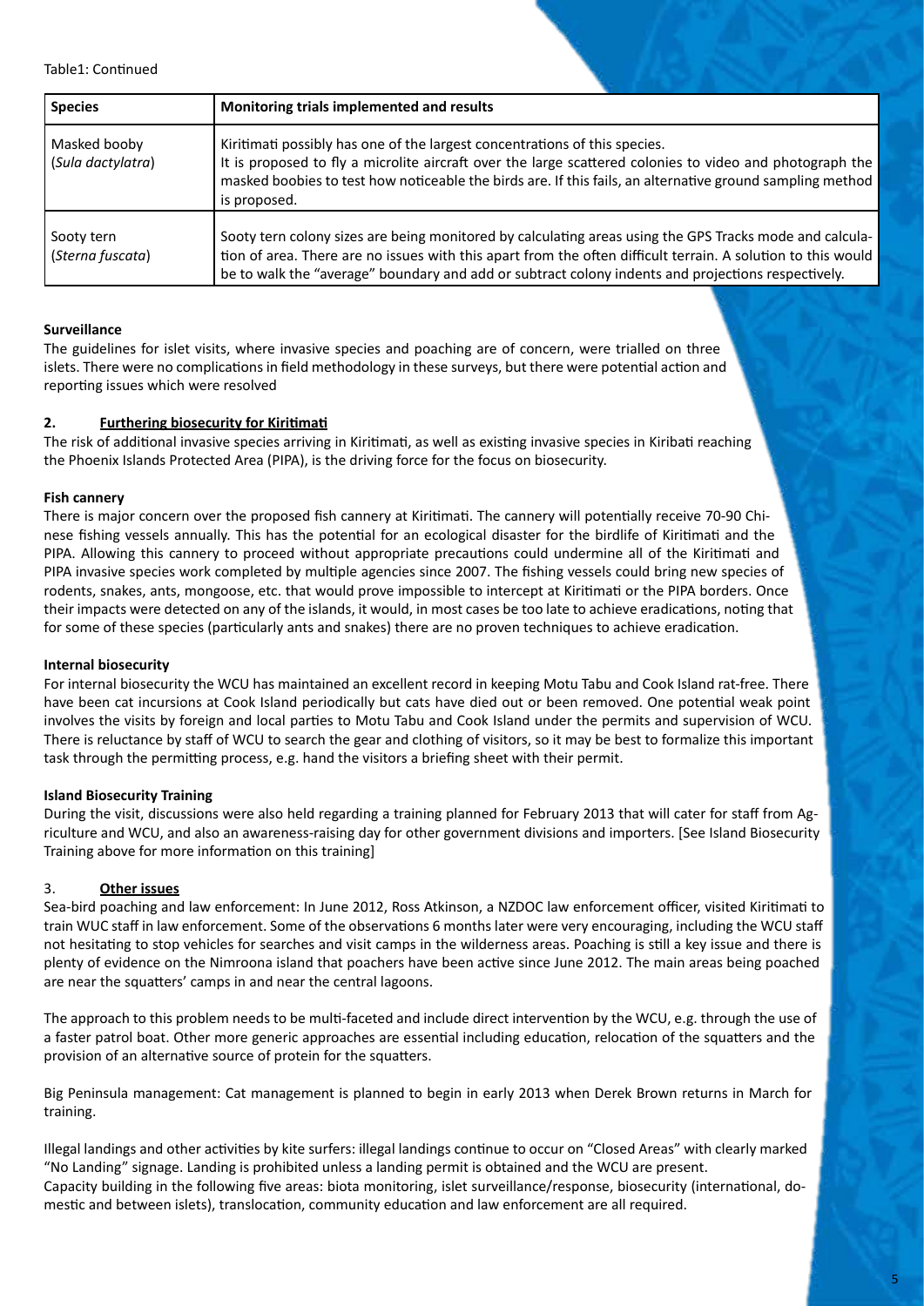Table1: Continued

| Species | Monitoring trials implemented and results |
|---|---|
| Masked booby (*Sula dactylatra*) | Kiritimati possibly has one of the largest concentrations of this species. It is proposed to fly a microlite aircraft over the large scattered colonies to video and photograph the masked boobies to test how noticeable the birds are. If this fails, an alternative ground sampling method is proposed. |
| Sooty tern (*Sterna fuscata*) | Sooty tern colony sizes are being monitored by calculating areas using the GPS Tracks mode and calculation of area. There are no issues with this apart from the often difficult terrain. A solution to this would be to walk the "average" boundary and add or subtract colony indents and projections respectively. |

**Surveillance**

The guidelines for islet visits, where invasive species and poaching are of concern, were trialled on three islets. There were no complications in field methodology in these surveys, but there were potential action and reporting issues which were resolved

## 2. Furthering biosecurity for Kiritimati

The risk of additional invasive species arriving in Kiritimati, as well as existing invasive species in Kiribati reaching the Phoenix Islands Protected Area (PIPA), is the driving force for the focus on biosecurity.

**Fish cannery**

There is major concern over the proposed fish cannery at Kiritimati. The cannery will potentially receive 70-90 Chinese fishing vessels annually. This has the potential for an ecological disaster for the birdlife of Kiritimati and the PIPA. Allowing this cannery to proceed without appropriate precautions could undermine all of the Kiritimati and PIPA invasive species work completed by multiple agencies since 2007. The fishing vessels could bring new species of rodents, snakes, ants, mongoose, etc. that would prove impossible to intercept at Kiritimati or the PIPA borders. Once their impacts were detected on any of the islands, it would, in most cases be too late to achieve eradications, noting that for some of these species (particularly ants and snakes) there are no proven techniques to achieve eradication.

**Internal biosecurity**

For internal biosecurity the WCU has maintained an excellent record in keeping Motu Tabu and Cook Island rat-free. There have been cat incursions at Cook Island periodically but cats have died out or been removed. One potential weak point involves the visits by foreign and local parties to Motu Tabu and Cook Island under the permits and supervision of WCU. There is reluctance by staff of WCU to search the gear and clothing of visitors, so it may be best to formalize this important task through the permitting process, e.g. hand the visitors a briefing sheet with their permit.

**Island Biosecurity Training**

During the visit, discussions were also held regarding a training planned for February 2013 that will cater for staff from Agriculture and WCU, and also an awareness-raising day for other government divisions and importers. [See Island Biosecurity Training above for more information on this training]

## 3. Other issues

Sea-bird poaching and law enforcement: In June 2012, Ross Atkinson, a NZDOC law enforcement officer, visited Kiritimati to train WUC staff in law enforcement. Some of the observations 6 months later were very encouraging, including the WCU staff not hesitating to stop vehicles for searches and visit camps in the wilderness areas. Poaching is still a key issue and there is plenty of evidence on the Nimroona island that poachers have been active since June 2012. The main areas being poached are near the squatters' camps in and near the central lagoons.

The approach to this problem needs to be multi-faceted and include direct intervention by the WCU, e.g. through the use of a faster patrol boat. Other more generic approaches are essential including education, relocation of the squatters and the provision of an alternative source of protein for the squatters.

Big Peninsula management: Cat management is planned to begin in early 2013 when Derek Brown returns in March for training.

Illegal landings and other activities by kite surfers: illegal landings continue to occur on "Closed Areas" with clearly marked "No Landing" signage. Landing is prohibited unless a landing permit is obtained and the WCU are present.
Capacity building in the following five areas: biota monitoring, islet surveillance/response, biosecurity (international, domestic and between islets), translocation, community education and law enforcement are all required.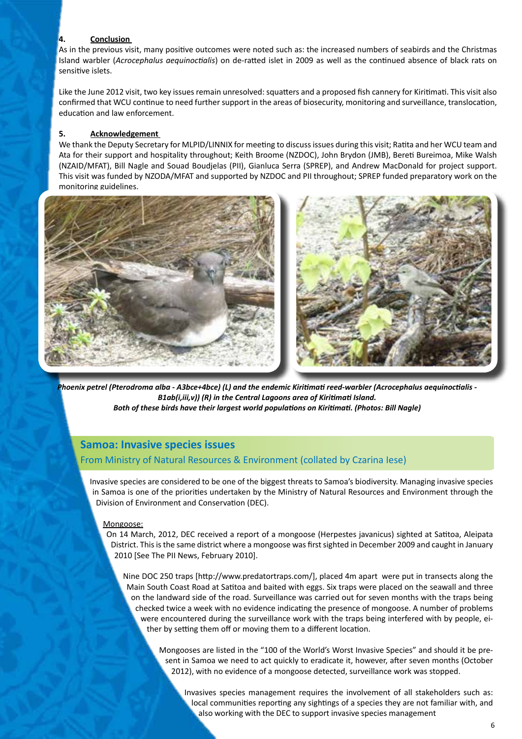## 4. Conclusion

As in the previous visit, many positive outcomes were noted such as: the increased numbers of seabirds and the Christmas Island warbler (*Acrocephalus aequinoctialis*) on de-ratted islet in 2009 as well as the continued absence of black rats on sensitive islets.

Like the June 2012 visit, two key issues remain unresolved: squatters and a proposed fish cannery for Kiritimati. This visit also confirmed that WCU continue to need further support in the areas of biosecurity, monitoring and surveillance, translocation, education and law enforcement.

## 5. Acknowledgement

We thank the Deputy Secretary for MLPID/LINNIX for meeting to discuss issues during this visit; Ratita and her WCU team and Ata for their support and hospitality throughout; Keith Broome (NZDOC), John Brydon (JMB), Bereti Bureimoa, Mike Walsh (NZAID/MFAT), Bill Nagle and Souad Boudjelas (PII), Gianluca Serra (SPREP), and Andrew MacDonald for project support. This visit was funded by NZODA/MFAT and supported by NZDOC and PII throughout; SPREP funded preparatory work on the monitoring guidelines.

***Phoenix petrel (Pterodroma alba - A3bce+4bce) (L) and the endemic Kiritimati reed-warbler (Acrocephalus aequinoctialis - B1ab(i,iii,v)) (R) in the Central Lagoons area of Kiritimati Island.***
***Both of these birds have their largest world populations on Kiritimati. (Photos: Bill Nagle)***

# Samoa: Invasive species issues

From Ministry of Natural Resources & Environment (collated by Czarina Iese)

Invasive species are considered to be one of the biggest threats to Samoa's biodiversity. Managing invasive species in Samoa is one of the priorities undertaken by the Ministry of Natural Resources and Environment through the Division of Environment and Conservation (DEC).

Mongoose:

On 14 March, 2012, DEC received a report of a mongoose (Herpestes javanicus) sighted at Satitoa, Aleipata District. This is the same district where a mongoose was first sighted in December 2009 and caught in January 2010 [See The PII News, February 2010].

Nine DOC 250 traps [http://www.predatortraps.com/], placed 4m apart were put in transects along the Main South Coast Road at Satitoa and baited with eggs. Six traps were placed on the seawall and three on the landward side of the road. Surveillance was carried out for seven months with the traps being checked twice a week with no evidence indicating the presence of mongoose. A number of problems were encountered during the surveillance work with the traps being interfered with by people, either by setting them off or moving them to a different location.

Mongooses are listed in the "100 of the World's Worst Invasive Species" and should it be present in Samoa we need to act quickly to eradicate it, however, after seven months (October 2012), with no evidence of a mongoose detected, surveillance work was stopped.

Invasives species management requires the involvement of all stakeholders such as: local communities reporting any sightings of a species they are not familiar with, and also working with the DEC to support invasive species management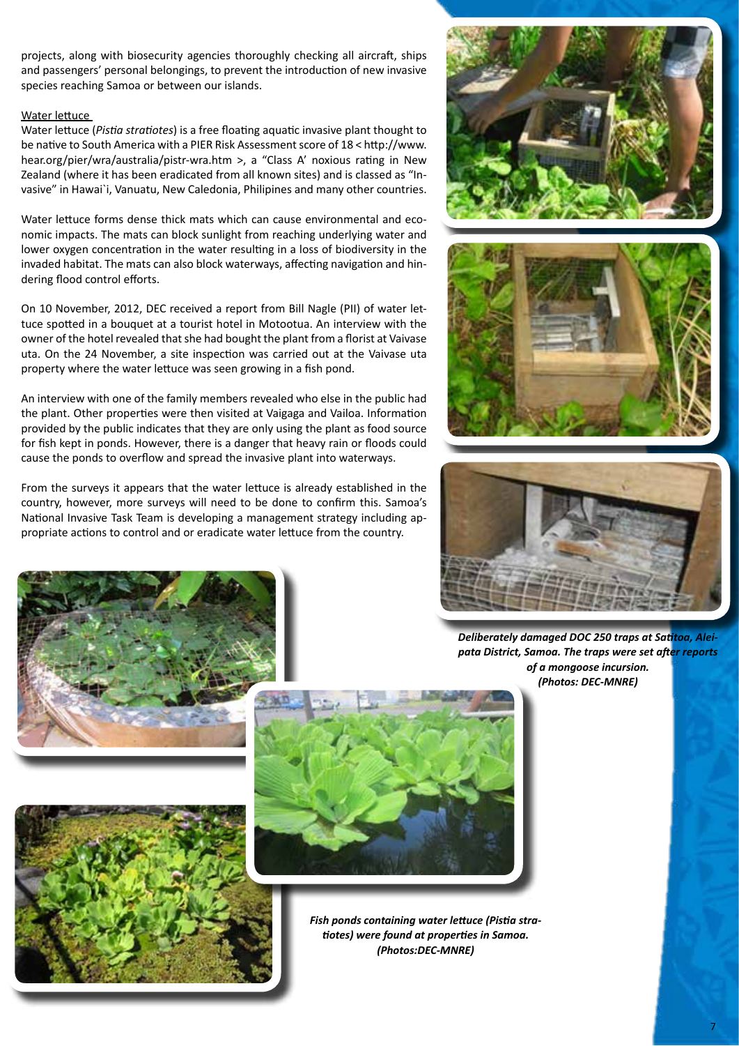projects, along with biosecurity agencies thoroughly checking all aircraft, ships and passengers' personal belongings, to prevent the introduction of new invasive species reaching Samoa or between our islands.

Water lettuce

Water lettuce (*Pistia stratiotes*) is a free floating aquatic invasive plant thought to be native to South America with a PIER Risk Assessment score of 18 < http://www.hear.org/pier/wra/australia/pistr-wra.htm >, a "Class A' noxious rating in New Zealand (where it has been eradicated from all known sites) and is classed as "Invasive" in Hawai`i, Vanuatu, New Caledonia, Philipines and many other countries.

Water lettuce forms dense thick mats which can cause environmental and economic impacts. The mats can block sunlight from reaching underlying water and lower oxygen concentration in the water resulting in a loss of biodiversity in the invaded habitat. The mats can also block waterways, affecting navigation and hindering flood control efforts.

On 10 November, 2012, DEC received a report from Bill Nagle (PII) of water lettuce spotted in a bouquet at a tourist hotel in Motootua. An interview with the owner of the hotel revealed that she had bought the plant from a florist at Vaivase uta. On the 24 November, a site inspection was carried out at the Vaivase uta property where the water lettuce was seen growing in a fish pond.

An interview with one of the family members revealed who else in the public had the plant. Other properties were then visited at Vaigaga and Vailoa. Information provided by the public indicates that they are only using the plant as food source for fish kept in ponds. However, there is a danger that heavy rain or floods could cause the ponds to overflow and spread the invasive plant into waterways.

From the surveys it appears that the water lettuce is already established in the country, however, more surveys will need to be done to confirm this. Samoa's National Invasive Task Team is developing a management strategy including appropriate actions to control and or eradicate water lettuce from the country.

***Deliberately damaged DOC 250 traps at Satitoa, Aleipata District, Samoa. The traps were set after reports of a mongoose incursion. (Photos: DEC-MNRE)***

***Fish ponds containing water lettuce (Pistia stratiotes) were found at properties in Samoa. (Photos:DEC-MNRE)***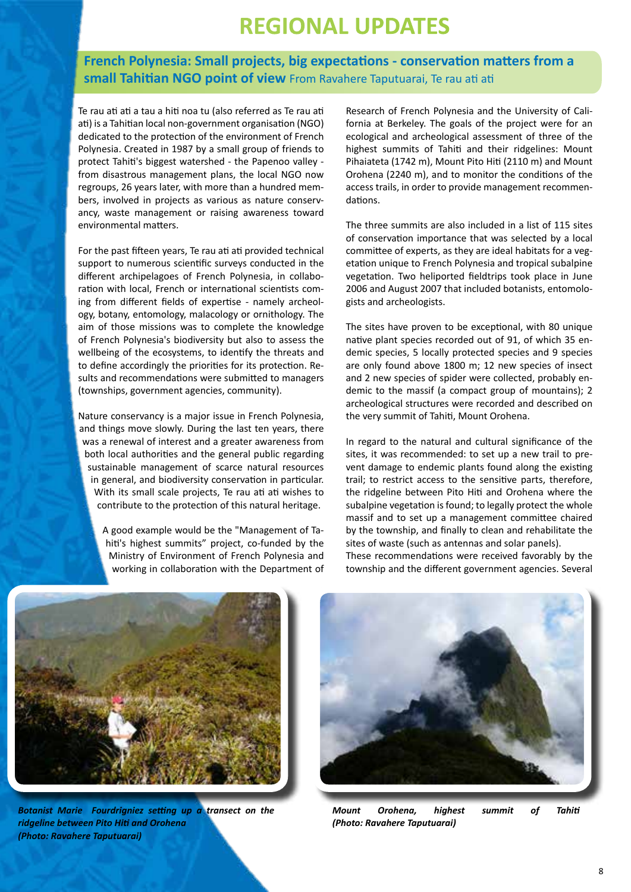# REGIONAL UPDATES

## French Polynesia: Small projects, big expectations - conservation matters from a small Tahitian NGO point of view From Ravahere Taputuarai, Te rau ati ati

Te rau ati ati a tau a hiti noa tu (also referred as Te rau ati ati) is a Tahitian local non-government organisation (NGO) dedicated to the protection of the environment of French Polynesia. Created in 1987 by a small group of friends to protect Tahiti's biggest watershed - the Papenoo valley - from disastrous management plans, the local NGO now regroups, 26 years later, with more than a hundred members, involved in projects as various as nature conservancy, waste management or raising awareness toward environmental matters.

For the past fifteen years, Te rau ati ati provided technical support to numerous scientific surveys conducted in the different archipelagoes of French Polynesia, in collaboration with local, French or international scientists coming from different fields of expertise - namely archeology, botany, entomology, malacology or ornithology. The aim of those missions was to complete the knowledge of French Polynesia's biodiversity but also to assess the wellbeing of the ecosystems, to identify the threats and to define accordingly the priorities for its protection. Results and recommendations were submitted to managers (townships, government agencies, community).

Nature conservancy is a major issue in French Polynesia, and things move slowly. During the last ten years, there was a renewal of interest and a greater awareness from both local authorities and the general public regarding sustainable management of scarce natural resources in general, and biodiversity conservation in particular. With its small scale projects, Te rau ati ati wishes to contribute to the protection of this natural heritage.

A good example would be the "Management of Tahiti's highest summits" project, co-funded by the Ministry of Environment of French Polynesia and working in collaboration with the Department of Research of French Polynesia and the University of California at Berkeley. The goals of the project were for an ecological and archeological assessment of three of the highest summits of Tahiti and their ridgelines: Mount Pihaiateta (1742 m), Mount Pito Hiti (2110 m) and Mount Orohena (2240 m), and to monitor the conditions of the access trails, in order to provide management recommendations.

The three summits are also included in a list of 115 sites of conservation importance that was selected by a local committee of experts, as they are ideal habitats for a vegetation unique to French Polynesia and tropical subalpine vegetation. Two heliported fieldtrips took place in June 2006 and August 2007 that included botanists, entomologists and archeologists.

The sites have proven to be exceptional, with 80 unique native plant species recorded out of 91, of which 35 endemic species, 5 locally protected species and 9 species are only found above 1800 m; 12 new species of insect and 2 new species of spider were collected, probably endemic to the massif (a compact group of mountains); 2 archeological structures were recorded and described on the very summit of Tahiti, Mount Orohena.

In regard to the natural and cultural significance of the sites, it was recommended: to set up a new trail to prevent damage to endemic plants found along the existing trail; to restrict access to the sensitive parts, therefore, the ridgeline between Pito Hiti and Orohena where the subalpine vegetation is found; to legally protect the whole massif and to set up a management committee chaired by the township, and finally to clean and rehabilitate the sites of waste (such as antennas and solar panels).
These recommendations were received favorably by the township and the different government agencies. Several

***Botanist Marie Fourdrigniez setting up a transect on the ridgeline between Pito Hiti and Orohena (Photo: Ravahere Taputuarai)***

***Mount Orohena, highest summit of Tahiti (Photo: Ravahere Taputuarai)***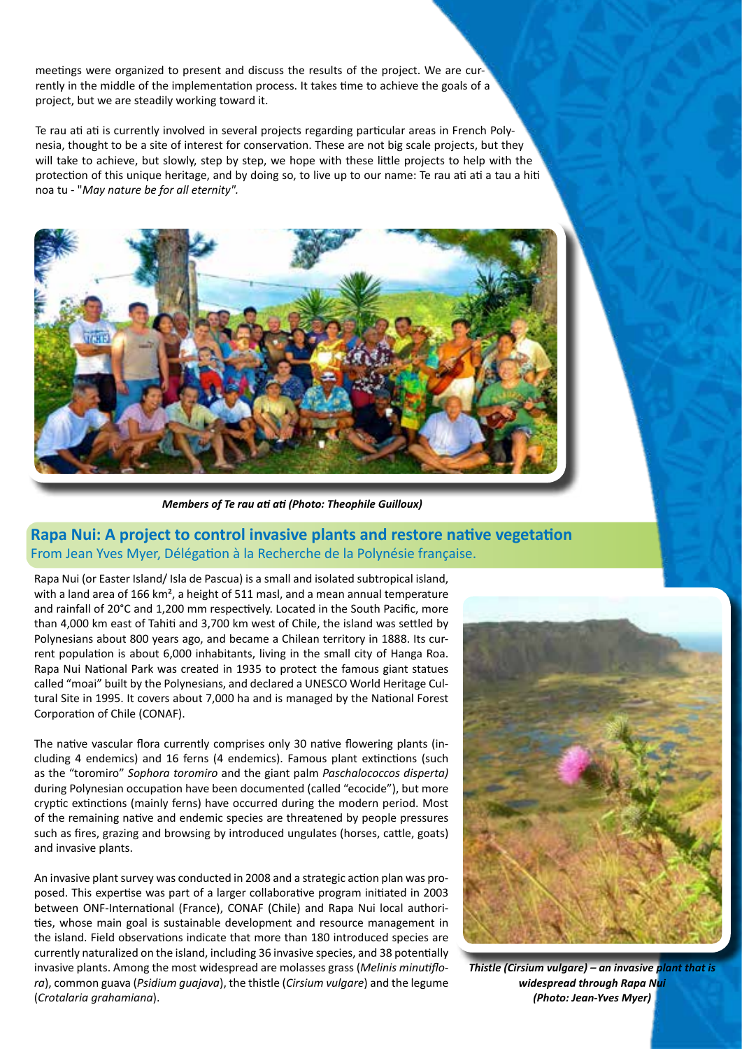meetings were organized to present and discuss the results of the project. We are currently in the middle of the implementation process. It takes time to achieve the goals of a project, but we are steadily working toward it.

Te rau ati ati is currently involved in several projects regarding particular areas in French Polynesia, thought to be a site of interest for conservation. These are not big scale projects, but they will take to achieve, but slowly, step by step, we hope with these little projects to help with the protection of this unique heritage, and by doing so, to live up to our name: Te rau ati ati a tau a hiti noa tu - "*May nature be for all eternity"*.

***Members of Te rau ati ati (Photo: Theophile Guilloux)***

## Rapa Nui: A project to control invasive plants and restore native vegetation

From Jean Yves Myer, Délégation à la Recherche de la Polynésie française.

Rapa Nui (or Easter Island/ Isla de Pascua) is a small and isolated subtropical island, with a land area of 166 km², a height of 511 masl, and a mean annual temperature and rainfall of 20°C and 1,200 mm respectively. Located in the South Pacific, more than 4,000 km east of Tahiti and 3,700 km west of Chile, the island was settled by Polynesians about 800 years ago, and became a Chilean territory in 1888. Its current population is about 6,000 inhabitants, living in the small city of Hanga Roa. Rapa Nui National Park was created in 1935 to protect the famous giant statues called "moai" built by the Polynesians, and declared a UNESCO World Heritage Cultural Site in 1995. It covers about 7,000 ha and is managed by the National Forest Corporation of Chile (CONAF).

The native vascular flora currently comprises only 30 native flowering plants (including 4 endemics) and 16 ferns (4 endemics). Famous plant extinctions (such as the "toromiro" *Sophora toromiro* and the giant palm *Paschalococcos disperta)* during Polynesian occupation have been documented (called "ecocide"), but more cryptic extinctions (mainly ferns) have occurred during the modern period. Most of the remaining native and endemic species are threatened by people pressures such as fires, grazing and browsing by introduced ungulates (horses, cattle, goats) and invasive plants.

An invasive plant survey was conducted in 2008 and a strategic action plan was proposed. This expertise was part of a larger collaborative program initiated in 2003 between ONF-International (France), CONAF (Chile) and Rapa Nui local authorities, whose main goal is sustainable development and resource management in the island. Field observations indicate that more than 180 introduced species are currently naturalized on the island, including 36 invasive species, and 38 potentially invasive plants. Among the most widespread are molasses grass (*Melinis minutiflora*), common guava (*Psidium guajava*), the thistle (*Cirsium vulgare*) and the legume (*Crotalaria grahamiana*).

***Thistle (Cirsium vulgare) – an invasive plant that is widespread through Rapa Nui (Photo: Jean-Yves Myer)***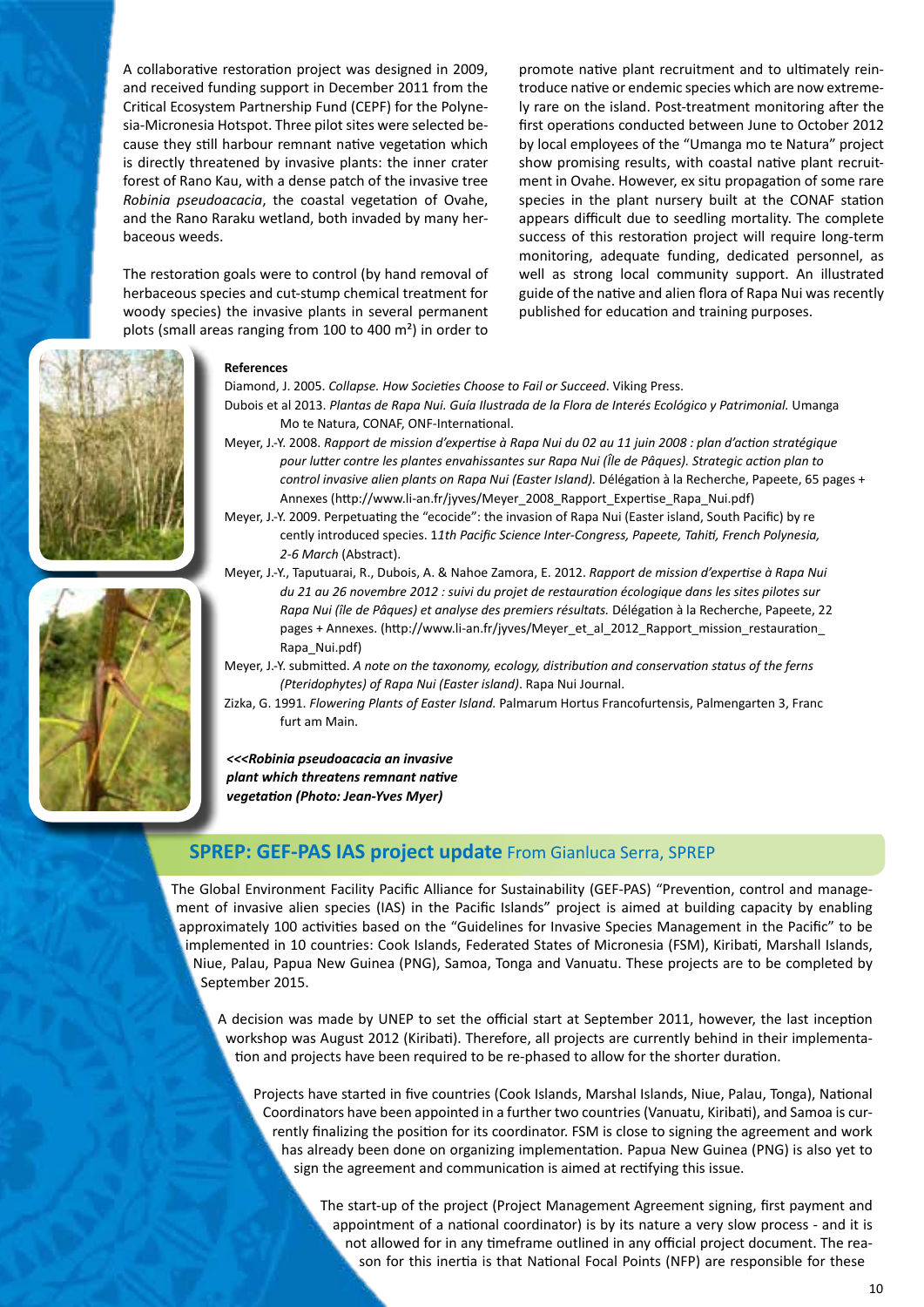A collaborative restoration project was designed in 2009, and received funding support in December 2011 from the Critical Ecosystem Partnership Fund (CEPF) for the Polynesia-Micronesia Hotspot. Three pilot sites were selected because they still harbour remnant native vegetation which is directly threatened by invasive plants: the inner crater forest of Rano Kau, with a dense patch of the invasive tree *Robinia pseudoacacia*, the coastal vegetation of Ovahe, and the Rano Raraku wetland, both invaded by many herbaceous weeds.

The restoration goals were to control (by hand removal of herbaceous species and cut-stump chemical treatment for woody species) the invasive plants in several permanent plots (small areas ranging from 100 to 400 m²) in order to promote native plant recruitment and to ultimately reintroduce native or endemic species which are now extremely rare on the island. Post-treatment monitoring after the first operations conducted between June to October 2012 by local employees of the "Umanga mo te Natura" project show promising results, with coastal native plant recruitment in Ovahe. However, ex situ propagation of some rare species in the plant nursery built at the CONAF station appears difficult due to seedling mortality. The complete success of this restoration project will require long-term monitoring, adequate funding, dedicated personnel, as well as strong local community support. An illustrated guide of the native and alien flora of Rapa Nui was recently published for education and training purposes.

**References**

Diamond, J. 2005. *Collapse. How Societies Choose to Fail or Succeed*. Viking Press.

Dubois et al 2013. *Plantas de Rapa Nui. Guía Ilustrada de la Flora de Interés Ecológico y Patrimonial.* Umanga Mo te Natura, CONAF, ONF-International.

Meyer, J.-Y. 2008. *Rapport de mission d'expertise à Rapa Nui du 02 au 11 juin 2008 : plan d'action stratégique pour lutter contre les plantes envahissantes sur Rapa Nui (Île de Pâques). Strategic action plan to control invasive alien plants on Rapa Nui (Easter Island).* Délégation à la Recherche, Papeete, 65 pages + Annexes (http://www.li-an.fr/jyves/Meyer_2008_Rapport_Expertise_Rapa_Nui.pdf)

Meyer, J.-Y. 2009. Perpetuating the "ecocide": the invasion of Rapa Nui (Easter island, South Pacific) by recently introduced species. 1*1th Pacific Science Inter-Congress, Papeete, Tahiti, French Polynesia, 2-6 March* (Abstract).

Meyer, J.-Y., Taputuarai, R., Dubois, A. & Nahoe Zamora, E. 2012. *Rapport de mission d'expertise à Rapa Nui du 21 au 26 novembre 2012 : suivi du projet de restauration écologique dans les sites pilotes sur Rapa Nui (île de Pâques) et analyse des premiers résultats.* Délégation à la Recherche, Papeete, 22 pages + Annexes. (http://www.li-an.fr/jyves/Meyer_et_al_2012_Rapport_mission_restauration_Rapa_Nui.pdf)

Meyer, J.-Y. submitted. *A note on the taxonomy, ecology, distribution and conservation status of the ferns (Pteridophytes) of Rapa Nui (Easter island)*. Rapa Nui Journal.

Zizka, G. 1991. *Flowering Plants of Easter Island.* Palmarum Hortus Francofurtensis, Palmengarten 3, Franc furt am Main.

***<<<Robinia pseudoacacia an invasive plant which threatens remnant native vegetation (Photo: Jean-Yves Myer)***

## SPREP: GEF-PAS IAS project update From Gianluca Serra, SPREP

The Global Environment Facility Pacific Alliance for Sustainability (GEF-PAS) "Prevention, control and management of invasive alien species (IAS) in the Pacific Islands" project is aimed at building capacity by enabling approximately 100 activities based on the "Guidelines for Invasive Species Management in the Pacific" to be implemented in 10 countries: Cook Islands, Federated States of Micronesia (FSM), Kiribati, Marshall Islands, Niue, Palau, Papua New Guinea (PNG), Samoa, Tonga and Vanuatu. These projects are to be completed by September 2015.

A decision was made by UNEP to set the official start at September 2011, however, the last inception workshop was August 2012 (Kiribati). Therefore, all projects are currently behind in their implementation and projects have been required to be re-phased to allow for the shorter duration.

Projects have started in five countries (Cook Islands, Marshal Islands, Niue, Palau, Tonga), National Coordinators have been appointed in a further two countries (Vanuatu, Kiribati), and Samoa is currently finalizing the position for its coordinator. FSM is close to signing the agreement and work has already been done on organizing implementation. Papua New Guinea (PNG) is also yet to sign the agreement and communication is aimed at rectifying this issue.

The start-up of the project (Project Management Agreement signing, first payment and appointment of a national coordinator) is by its nature a very slow process - and it is not allowed for in any timeframe outlined in any official project document. The reason for this inertia is that National Focal Points (NFP) are responsible for these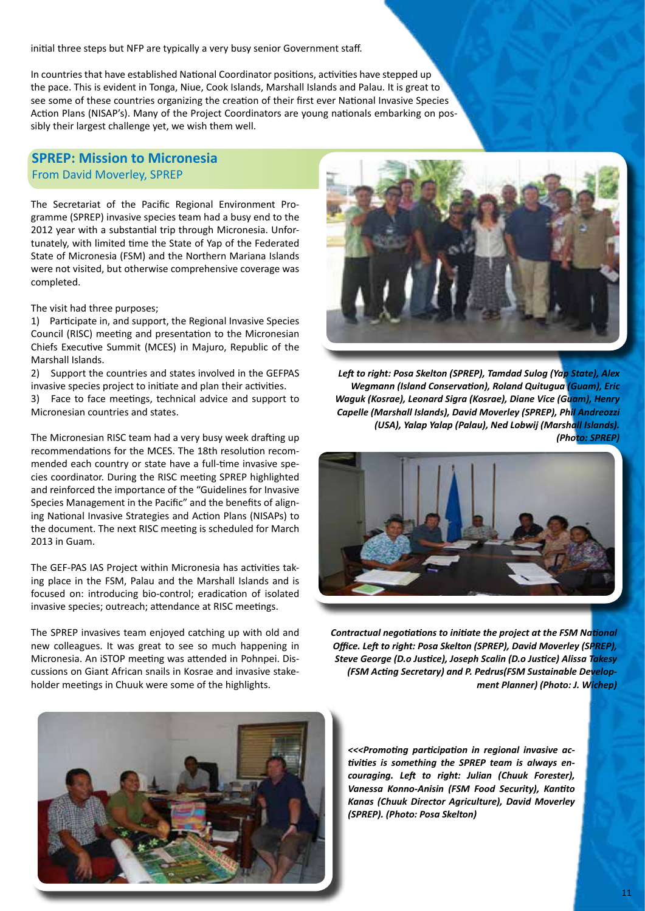initial three steps but NFP are typically a very busy senior Government staff.

In countries that have established National Coordinator positions, activities have stepped up the pace. This is evident in Tonga, Niue, Cook Islands, Marshall Islands and Palau. It is great to see some of these countries organizing the creation of their first ever National Invasive Species Action Plans (NISAP's). Many of the Project Coordinators are young nationals embarking on possibly their largest challenge yet, we wish them well.

## SPREP: Mission to Micronesia

From David Moverley, SPREP

The Secretariat of the Pacific Regional Environment Programme (SPREP) invasive species team had a busy end to the 2012 year with a substantial trip through Micronesia. Unfortunately, with limited time the State of Yap of the Federated State of Micronesia (FSM) and the Northern Mariana Islands were not visited, but otherwise comprehensive coverage was completed.

The visit had three purposes;

1) Participate in, and support, the Regional Invasive Species Council (RISC) meeting and presentation to the Micronesian Chiefs Executive Summit (MCES) in Majuro, Republic of the Marshall Islands.
2) Support the countries and states involved in the GEFPAS invasive species project to initiate and plan their activities.
3) Face to face meetings, technical advice and support to Micronesian countries and states.

The Micronesian RISC team had a very busy week drafting up recommendations for the MCES. The 18th resolution recommended each country or state have a full-time invasive species coordinator. During the RISC meeting SPREP highlighted and reinforced the importance of the "Guidelines for Invasive Species Management in the Pacific" and the benefits of aligning National Invasive Strategies and Action Plans (NISAPs) to the document. The next RISC meeting is scheduled for March 2013 in Guam.

The GEF-PAS IAS Project within Micronesia has activities taking place in the FSM, Palau and the Marshall Islands and is focused on: introducing bio-control; eradication of isolated invasive species; outreach; attendance at RISC meetings.

The SPREP invasives team enjoyed catching up with old and new colleagues. It was great to see so much happening in Micronesia. An iSTOP meeting was attended in Pohnpei. Discussions on Giant African snails in Kosrae and invasive stakeholder meetings in Chuuk were some of the highlights.

***Left to right: Posa Skelton (SPREP), Tamdad Sulog (Yap State), Alex Wegmann (Island Conservation), Roland Quitugua (Guam), Eric Waguk (Kosrae), Leonard Sigra (Kosrae), Diane Vice (Guam), Henry Capelle (Marshall Islands), David Moverley (SPREP), Phil Andreozzi (USA), Yalap Yalap (Palau), Ned Lobwij (Marshall Islands). (Photo: SPREP)***

***Contractual negotiations to initiate the project at the FSM National Office. Left to right: Posa Skelton (SPREP), David Moverley (SPREP), Steve George (D.o Justice), Joseph Scalin (D.o Justice) Alissa Takesy (FSM Acting Secretary) and P. Pedrus(FSM Sustainable Development Planner) (Photo: J. Wichep)***

***<<<Promoting participation in regional invasive activities is something the SPREP team is always encouraging. Left to right: Julian (Chuuk Forester), Vanessa Konno-Anisin (FSM Food Security), Kantito Kanas (Chuuk Director Agriculture), David Moverley (SPREP). (Photo: Posa Skelton)***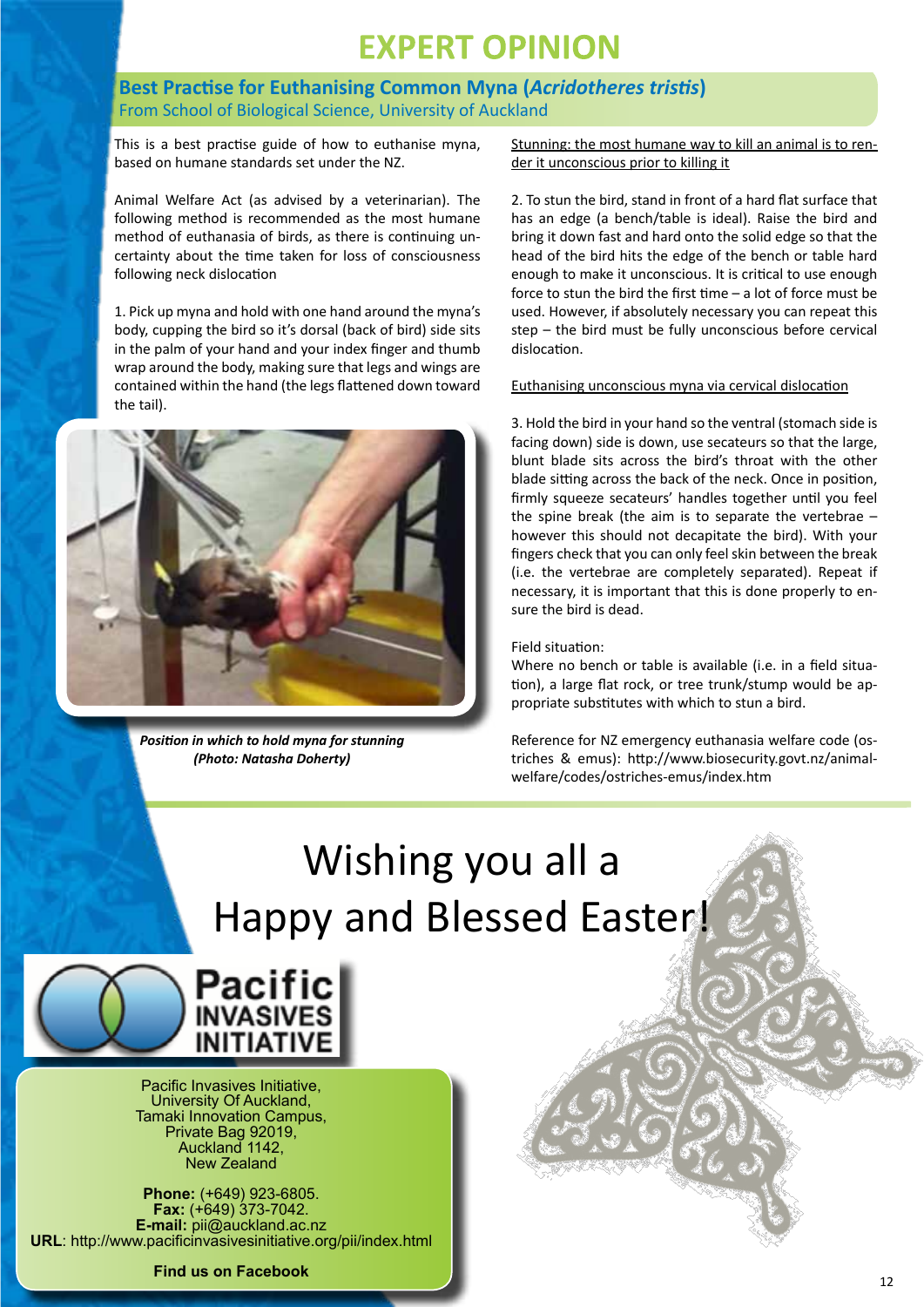# EXPERT OPINION

## Best Practise for Euthanising Common Myna (*Acridotheres tristis*)

From School of Biological Science, University of Auckland

This is a best practise guide of how to euthanise myna, based on humane standards set under the NZ.

Animal Welfare Act (as advised by a veterinarian). The following method is recommended as the most humane method of euthanasia of birds, as there is continuing uncertainty about the time taken for loss of consciousness following neck dislocation

1. Pick up myna and hold with one hand around the myna's body, cupping the bird so it's dorsal (back of bird) side sits in the palm of your hand and your index finger and thumb wrap around the body, making sure that legs and wings are contained within the hand (the legs flattened down toward the tail).

***Position in which to hold myna for stunning (Photo: Natasha Doherty)***

Stunning: the most humane way to kill an animal is to render it unconscious prior to killing it

2. To stun the bird, stand in front of a hard flat surface that has an edge (a bench/table is ideal). Raise the bird and bring it down fast and hard onto the solid edge so that the head of the bird hits the edge of the bench or table hard enough to make it unconscious. It is critical to use enough force to stun the bird the first time – a lot of force must be used. However, if absolutely necessary you can repeat this step – the bird must be fully unconscious before cervical dislocation.

Euthanising unconscious myna via cervical dislocation

3. Hold the bird in your hand so the ventral (stomach side is facing down) side is down, use secateurs so that the large, blunt blade sits across the bird's throat with the other blade sitting across the back of the neck. Once in position, firmly squeeze secateurs' handles together until you feel the spine break (the aim is to separate the vertebrae – however this should not decapitate the bird). With your fingers check that you can only feel skin between the break (i.e. the vertebrae are completely separated). Repeat if necessary, it is important that this is done properly to ensure the bird is dead.

Field situation:
Where no bench or table is available (i.e. in a field situation), a large flat rock, or tree trunk/stump would be appropriate substitutes with which to stun a bird.

Reference for NZ emergency euthanasia welfare code (ostriches & emus): http://www.biosecurity.govt.nz/animal-welfare/codes/ostriches-emus/index.htm

# Wishing you all a Happy and Blessed Easter!

**Pacific INVASIVES INITIATIVE**

Pacific Invasives Initiative,
University Of Auckland,
Tamaki Innovation Campus,
Private Bag 92019,
Auckland 1142,
New Zealand

**Phone:** (+649) 923-6805.
**Fax:** (+649) 373-7042.
**E-mail:** pii@auckland.ac.nz
**URL**: http://www.pacificinvasivesinitiative.org/pii/index.html

**Find us on Facebook**